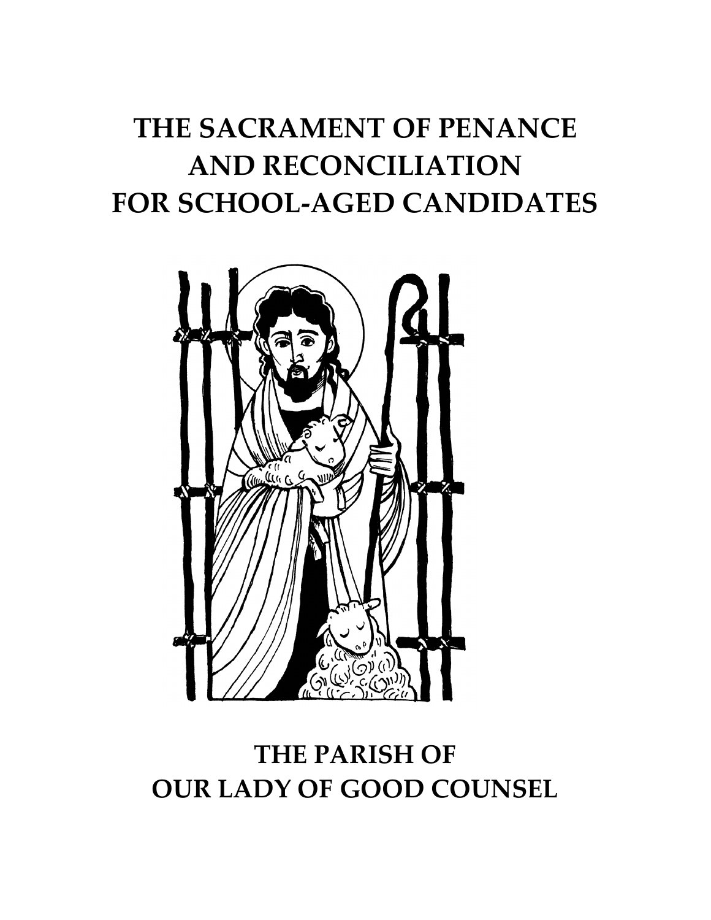# THE SACRAMENT OF PENANCE AND RECONCILIATION FOR SCHOOL-AGED CANDIDATES

## THE PARISH OF OUR LADY OF GOOD COUNSEL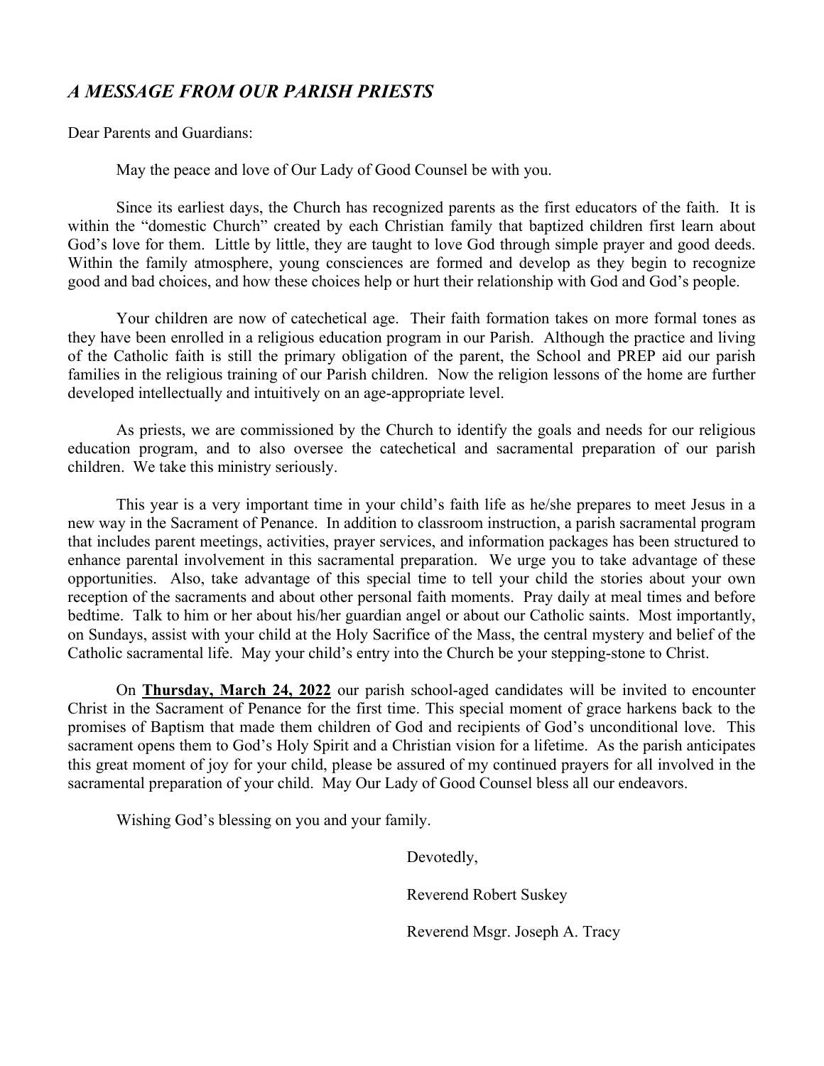## *A MESSAGE FROM OUR PARISH PRIESTS*

Dear Parents and Guardians:

May the peace and love of Our Lady of Good Counsel be with you.

Since its earliest days, the Church has recognized parents as the first educators of the faith. It is within the "domestic Church" created by each Christian family that baptized children first learn about God's love for them. Little by little, they are taught to love God through simple prayer and good deeds. Within the family atmosphere, young consciences are formed and develop as they begin to recognize good and bad choices, and how these choices help or hurt their relationship with God and God's people.

Your children are now of catechetical age. Their faith formation takes on more formal tones as they have been enrolled in a religious education program in our Parish. Although the practice and living of the Catholic faith is still the primary obligation of the parent, the School and PREP aid our parish families in the religious training of our Parish children. Now the religion lessons of the home are further developed intellectually and intuitively on an age-appropriate level.

As priests, we are commissioned by the Church to identify the goals and needs for our religious education program, and to also oversee the catechetical and sacramental preparation of our parish children. We take this ministry seriously.

This year is a very important time in your child's faith life as he/she prepares to meet Jesus in a new way in the Sacrament of Penance. In addition to classroom instruction, a parish sacramental program that includes parent meetings, activities, prayer services, and information packages has been structured to enhance parental involvement in this sacramental preparation. We urge you to take advantage of these opportunities. Also, take advantage of this special time to tell your child the stories about your own reception of the sacraments and about other personal faith moments. Pray daily at meal times and before bedtime. Talk to him or her about his/her guardian angel or about our Catholic saints. Most importantly, on Sundays, assist with your child at the Holy Sacrifice of the Mass, the central mystery and belief of the Catholic sacramental life. May your child's entry into the Church be your stepping-stone to Christ.

On **Thursday, March 24, 2022** our parish school-aged candidates will be invited to encounter Christ in the Sacrament of Penance for the first time. This special moment of grace harkens back to the promises of Baptism that made them children of God and recipients of God's unconditional love. This sacrament opens them to God's Holy Spirit and a Christian vision for a lifetime. As the parish anticipates this great moment of joy for your child, please be assured of my continued prayers for all involved in the sacramental preparation of your child. May Our Lady of Good Counsel bless all our endeavors.

Wishing God's blessing on you and your family.

Devotedly,

Reverend Robert Suskey

Reverend Msgr. Joseph A. Tracy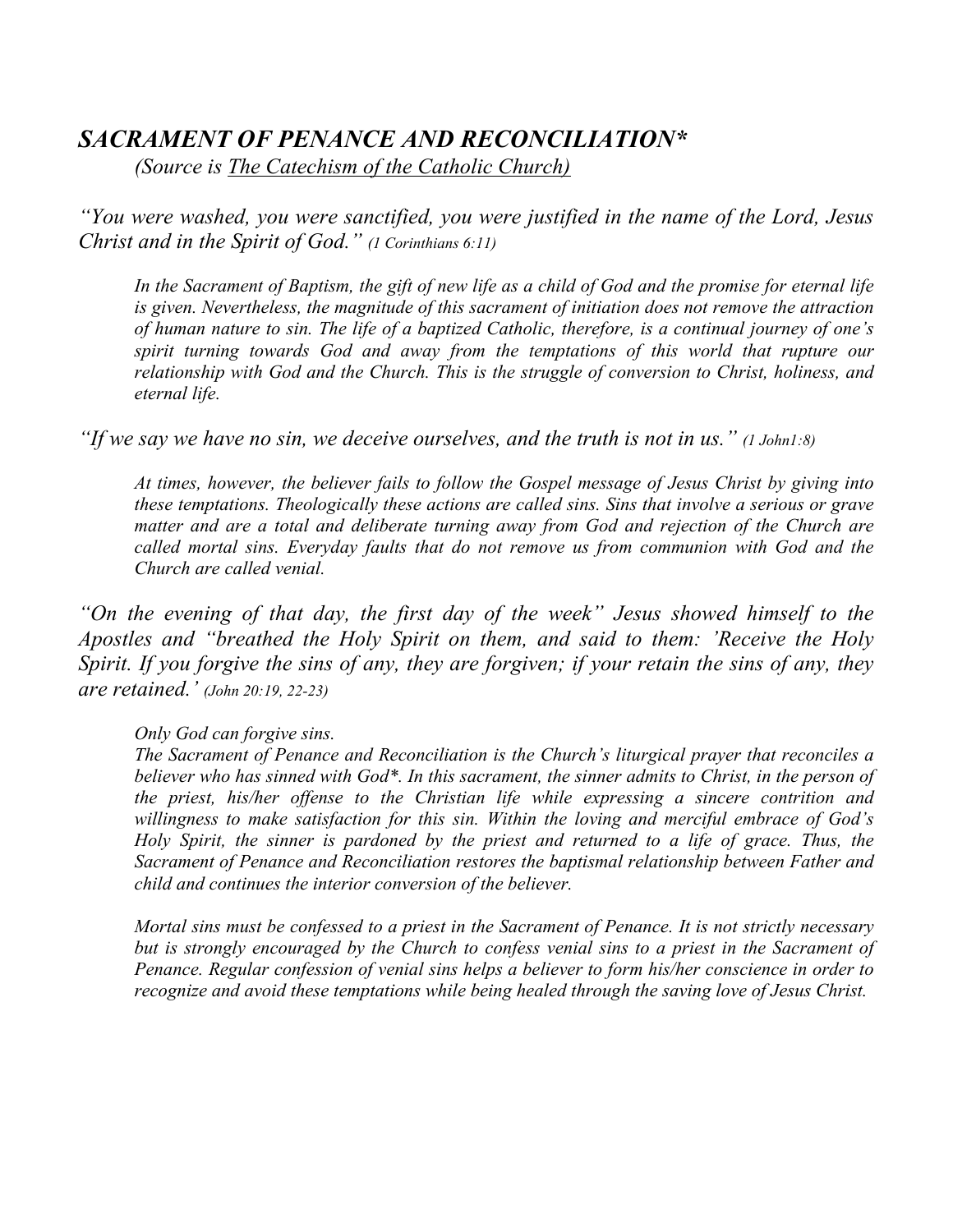## *SACRAMENT OF PENANCE AND RECONCILIATION**

*(Source is The Catechism of the Catholic Church)*

*"You were washed, you were sanctified, you were justified in the name of the Lord, Jesus Christ and in the Spirit of God." (1 Corinthians 6:11)*

> *In the Sacrament of Baptism, the gift of new life as a child of God and the promise for eternal life is given. Nevertheless, the magnitude of this sacrament of initiation does not remove the attraction of human nature to sin. The life of a baptized Catholic, therefore, is a continual journey of one's spirit turning towards God and away from the temptations of this world that rupture our relationship with God and the Church. This is the struggle of conversion to Christ, holiness, and eternal life.*

*"If we say we have no sin, we deceive ourselves, and the truth is not in us." (1 John1:8)*

> *At times, however, the believer fails to follow the Gospel message of Jesus Christ by giving into these temptations. Theologically these actions are called sins. Sins that involve a serious or grave matter and are a total and deliberate turning away from God and rejection of the Church are called mortal sins. Everyday faults that do not remove us from communion with God and the Church are called venial.*

*"On the evening of that day, the first day of the week" Jesus showed himself to the Apostles and "breathed the Holy Spirit on them, and said to them: 'Receive the Holy Spirit. If you forgive the sins of any, they are forgiven; if your retain the sins of any, they are retained.' (John 20:19, 22-23)*

> *Only God can forgive sins.*
> *The Sacrament of Penance and Reconciliation is the Church's liturgical prayer that reconciles a believer who has sinned with God*. In this sacrament, the sinner admits to Christ, in the person of the priest, his/her offense to the Christian life while expressing a sincere contrition and willingness to make satisfaction for this sin. Within the loving and merciful embrace of God's Holy Spirit, the sinner is pardoned by the priest and returned to a life of grace. Thus, the Sacrament of Penance and Reconciliation restores the baptismal relationship between Father and child and continues the interior conversion of the believer.*
>
> *Mortal sins must be confessed to a priest in the Sacrament of Penance. It is not strictly necessary but is strongly encouraged by the Church to confess venial sins to a priest in the Sacrament of Penance. Regular confession of venial sins helps a believer to form his/her conscience in order to recognize and avoid these temptations while being healed through the saving love of Jesus Christ.*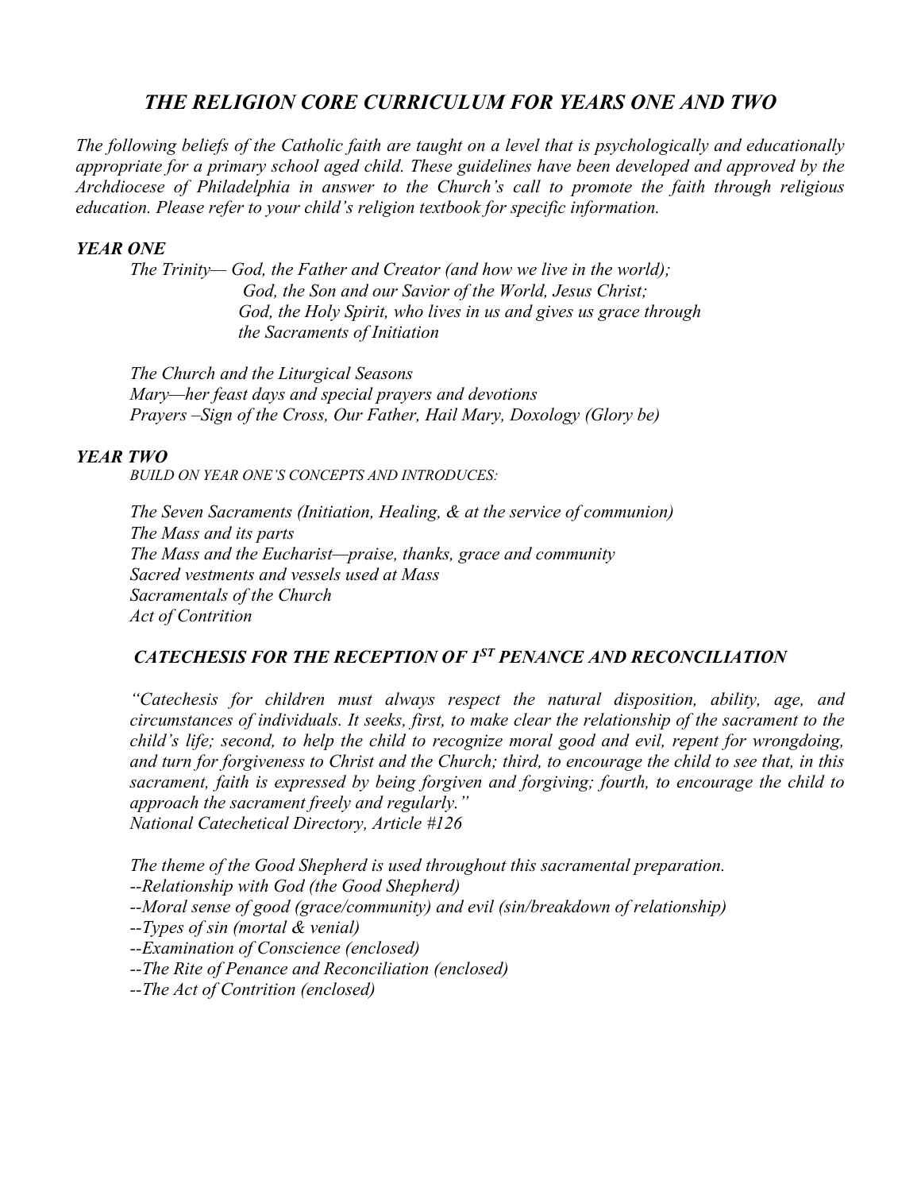# *THE RELIGION CORE CURRICULUM FOR YEARS ONE AND TWO*

*The following beliefs of the Catholic faith are taught on a level that is psychologically and educationally appropriate for a primary school aged child. These guidelines have been developed and approved by the Archdiocese of Philadelphia in answer to the Church's call to promote the faith through religious education. Please refer to your child's religion textbook for specific information.*

## *YEAR ONE*

*The Trinity— God, the Father and Creator (and how we live in the world);*
*God, the Son and our Savior of the World, Jesus Christ;*
*God, the Holy Spirit, who lives in us and gives us grace through the Sacraments of Initiation*

*The Church and the Liturgical Seasons*
*Mary—her feast days and special prayers and devotions*
*Prayers –Sign of the Cross, Our Father, Hail Mary, Doxology (Glory be)*

## *YEAR TWO*

*BUILD ON YEAR ONE'S CONCEPTS AND INTRODUCES:*

*The Seven Sacraments (Initiation, Healing, & at the service of communion)*
*The Mass and its parts*
*The Mass and the Eucharist—praise, thanks, grace and community*
*Sacred vestments and vessels used at Mass*
*Sacramentals of the Church*
*Act of Contrition*

## *CATECHESIS FOR THE RECEPTION OF 1ST PENANCE AND RECONCILIATION*

*"Catechesis for children must always respect the natural disposition, ability, age, and circumstances of individuals. It seeks, first, to make clear the relationship of the sacrament to the child's life; second, to help the child to recognize moral good and evil, repent for wrongdoing, and turn for forgiveness to Christ and the Church; third, to encourage the child to see that, in this sacrament, faith is expressed by being forgiven and forgiving; fourth, to encourage the child to approach the sacrament freely and regularly."*
*National Catechetical Directory, Article #126*

*The theme of the Good Shepherd is used throughout this sacramental preparation.*
*--Relationship with God (the Good Shepherd)*
*--Moral sense of good (grace/community) and evil (sin/breakdown of relationship)*
*--Types of sin (mortal & venial)*
*--Examination of Conscience (enclosed)*
*--The Rite of Penance and Reconciliation (enclosed)*
*--The Act of Contrition (enclosed)*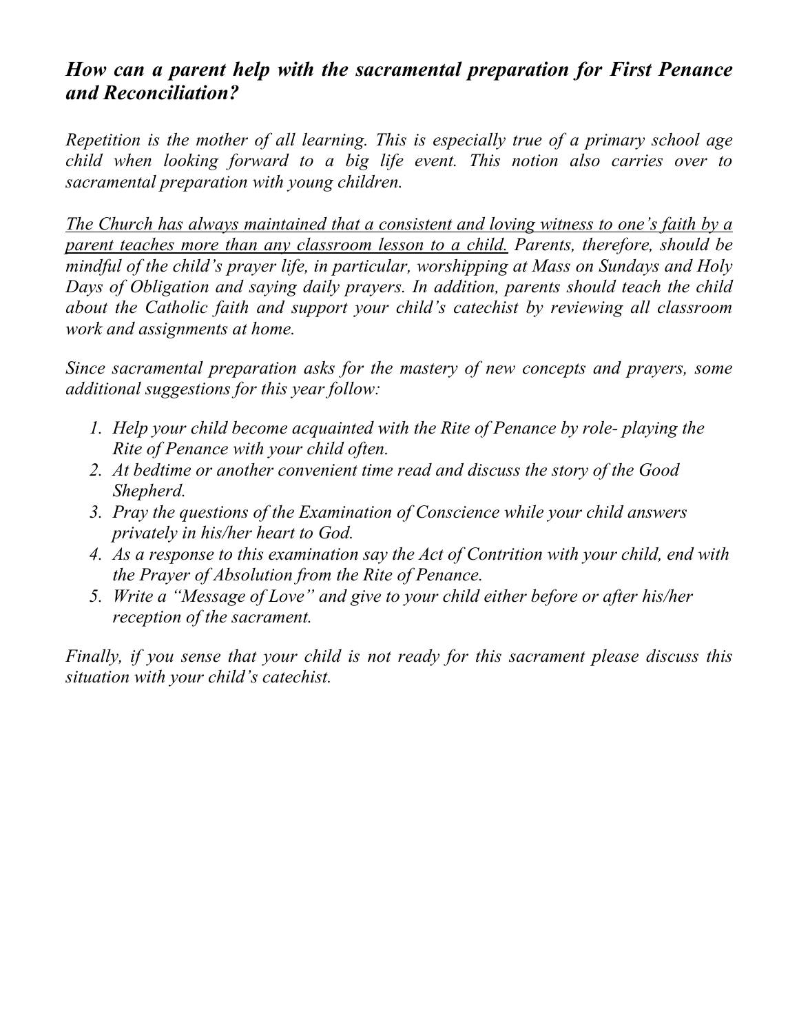## ***How can a parent help with the sacramental preparation for First Penance and Reconciliation?***

*Repetition is the mother of all learning. This is especially true of a primary school age child when looking forward to a big life event. This notion also carries over to sacramental preparation with young children.*

*<u>The Church has always maintained that a consistent and loving witness to one's faith by a parent teaches more than any classroom lesson to a child.</u> Parents, therefore, should be mindful of the child's prayer life, in particular, worshipping at Mass on Sundays and Holy Days of Obligation and saying daily prayers. In addition, parents should teach the child about the Catholic faith and support your child's catechist by reviewing all classroom work and assignments at home.*

*Since sacramental preparation asks for the mastery of new concepts and prayers, some additional suggestions for this year follow:*

1. *Help your child become acquainted with the Rite of Penance by role- playing the Rite of Penance with your child often.*
2. *At bedtime or another convenient time read and discuss the story of the Good Shepherd.*
3. *Pray the questions of the Examination of Conscience while your child answers privately in his/her heart to God.*
4. *As a response to this examination say the Act of Contrition with your child, end with the Prayer of Absolution from the Rite of Penance.*
5. *Write a "Message of Love" and give to your child either before or after his/her reception of the sacrament.*

*Finally, if you sense that your child is not ready for this sacrament please discuss this situation with your child's catechist.*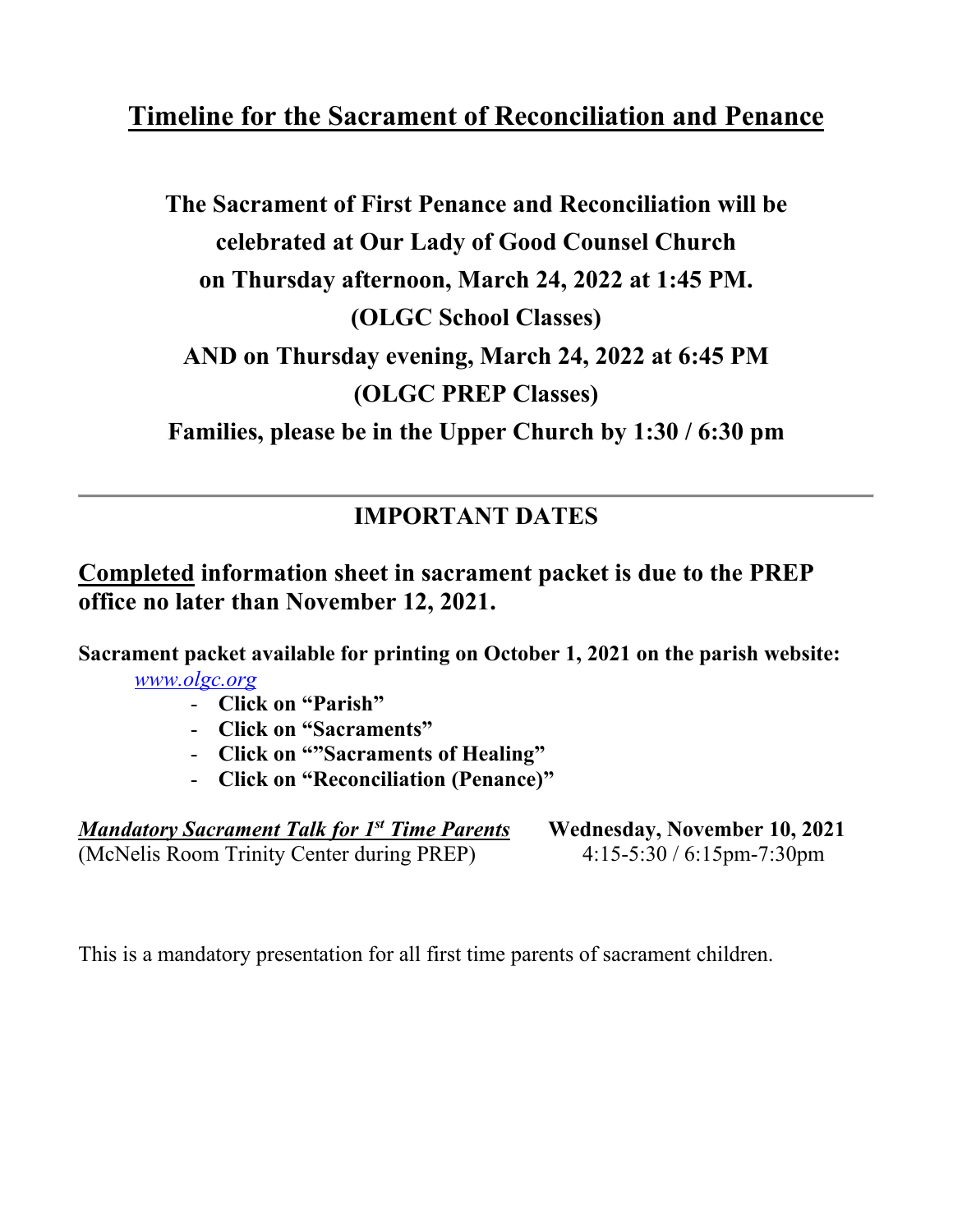# Timeline for the Sacrament of Reconciliation and Penance

**The Sacrament of First Penance and Reconciliation will be celebrated at Our Lady of Good Counsel Church on Thursday afternoon, March 24, 2022 at 1:45 PM. (OLGC School Classes)**

**AND on Thursday evening, March 24, 2022 at 6:45 PM (OLGC PREP Classes)**

**Families, please be in the Upper Church by 1:30 / 6:30 pm**

---

## IMPORTANT DATES

**Completed information sheet in sacrament packet is due to the PREP office no later than November 12, 2021.**

**Sacrament packet available for printing on October 1, 2021 on the parish website:** *www.olgc.org*

- **Click on "Parish"**
- **Click on "Sacraments"**
- **Click on ""Sacraments of Healing"**
- **Click on "Reconciliation (Penance)"**

***Mandatory Sacrament Talk for 1st Time Parents*** — **Wednesday, November 10, 2021**
(McNelis Room Trinity Center during PREP) — 4:15-5:30 / 6:15pm-7:30pm

This is a mandatory presentation for all first time parents of sacrament children.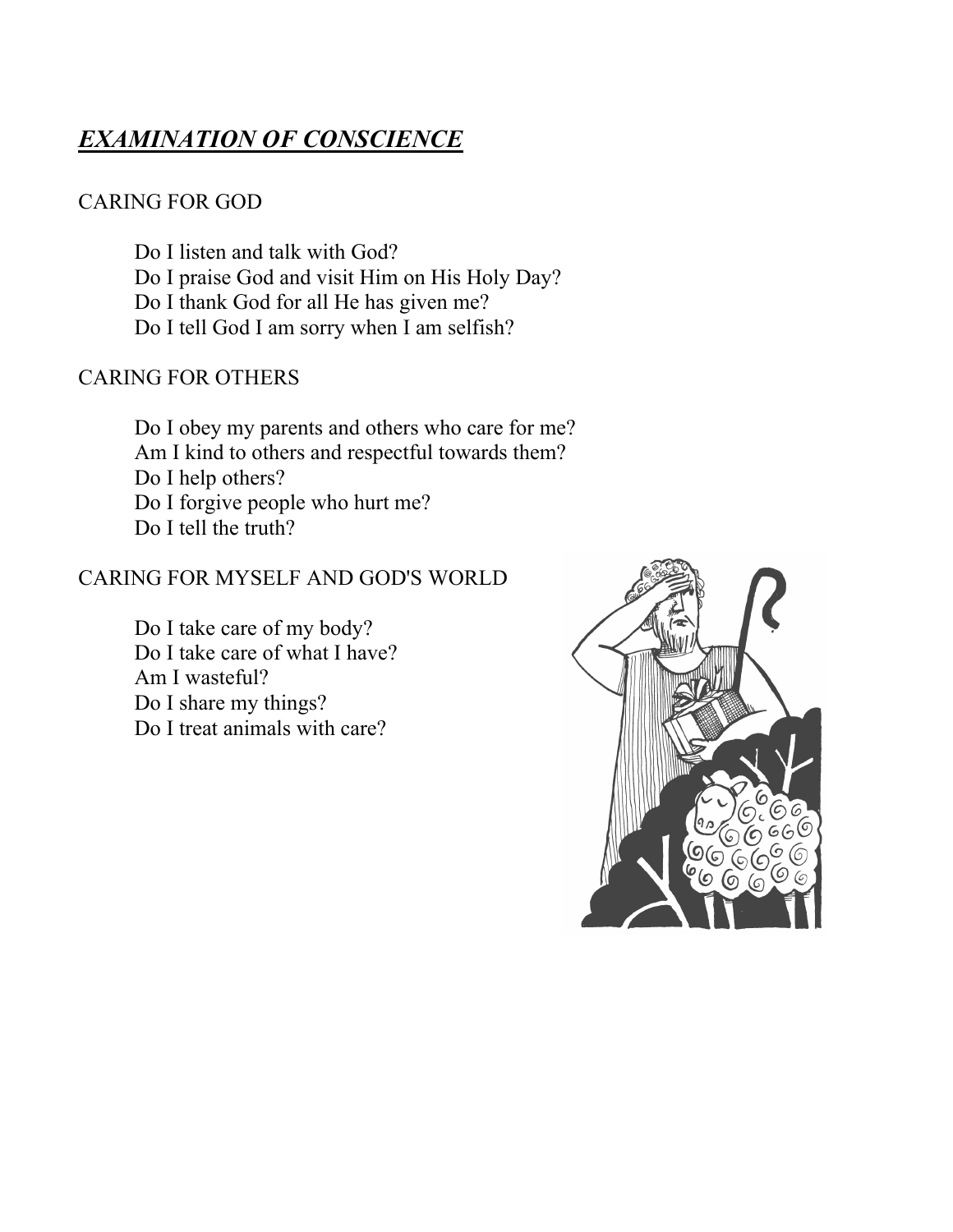# ***EXAMINATION OF CONSCIENCE***

## CARING FOR GOD

Do I listen and talk with God?
Do I praise God and visit Him on His Holy Day?
Do I thank God for all He has given me?
Do I tell God I am sorry when I am selfish?

## CARING FOR OTHERS

Do I obey my parents and others who care for me?
Am I kind to others and respectful towards them?
Do I help others?
Do I forgive people who hurt me?
Do I tell the truth?

## CARING FOR MYSELF AND GOD'S WORLD

Do I take care of my body?
Do I take care of what I have?
Am I wasteful?
Do I share my things?
Do I treat animals with care?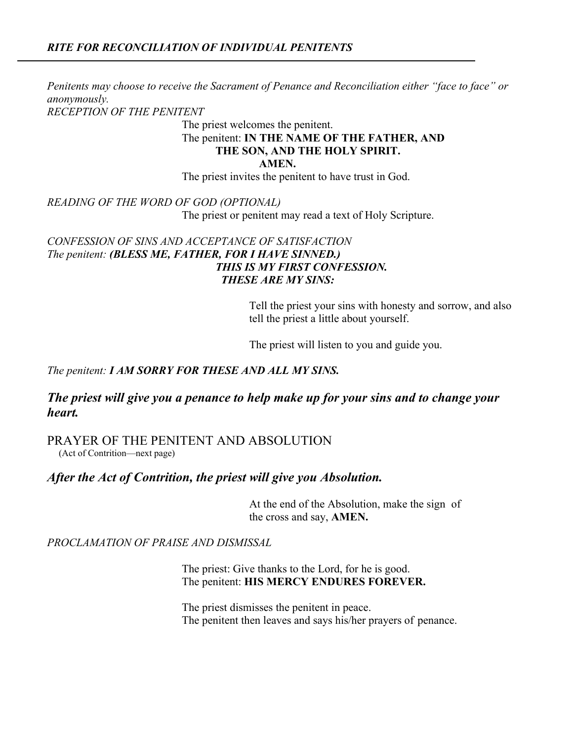## *RITE FOR RECONCILIATION OF INDIVIDUAL PENITENTS*

---

*Penitents may choose to receive the Sacrament of Penance and Reconciliation either "face to face" or anonymously.*

*RECEPTION OF THE PENITENT*

The priest welcomes the penitent.

The penitent: **IN THE NAME OF THE FATHER, AND THE SON, AND THE HOLY SPIRIT. AMEN.**

The priest invites the penitent to have trust in God.

*READING OF THE WORD OF GOD (OPTIONAL)*

The priest or penitent may read a text of Holy Scripture.

*CONFESSION OF SINS AND ACCEPTANCE OF SATISFACTION*

*The penitent:* ***(BLESS ME, FATHER, FOR I HAVE SINNED.) THIS IS MY FIRST CONFESSION. THESE ARE MY SINS:***

Tell the priest your sins with honesty and sorrow, and also tell the priest a little about yourself.

The priest will listen to you and guide you.

*The penitent:* ***I AM SORRY FOR THESE AND ALL MY SINS.***

***The priest will give you a penance to help make up for your sins and to change your heart.***

PRAYER OF THE PENITENT AND ABSOLUTION

(Act of Contrition—next page)

***After the Act of Contrition, the priest will give you Absolution.***

At the end of the Absolution, make the sign of the cross and say, **AMEN.**

*PROCLAMATION OF PRAISE AND DISMISSAL*

The priest: Give thanks to the Lord, for he is good.

The penitent: **HIS MERCY ENDURES FOREVER.**

The priest dismisses the penitent in peace.

The penitent then leaves and says his/her prayers of penance.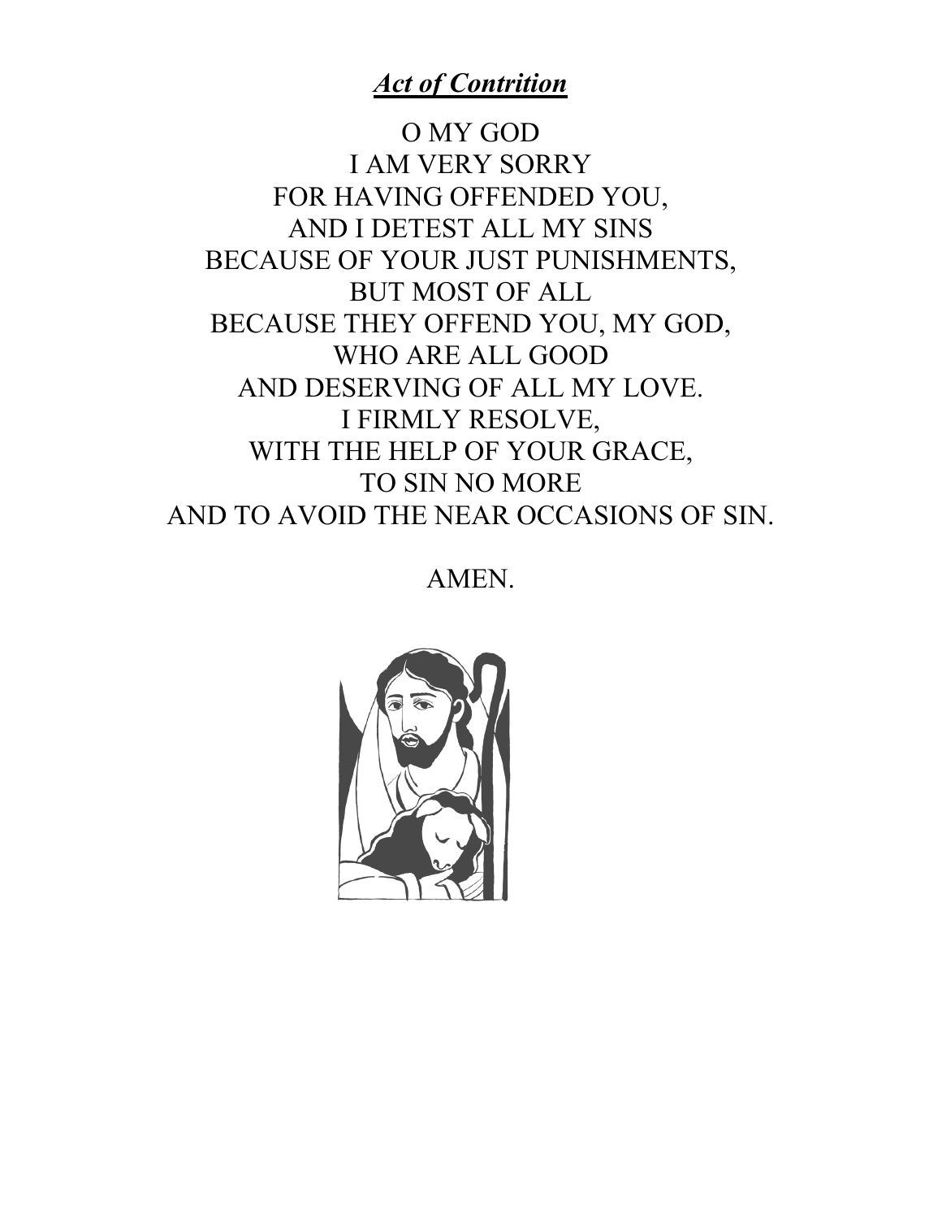## ***Act of Contrition***

O MY GOD
I AM VERY SORRY
FOR HAVING OFFENDED YOU,
AND I DETEST ALL MY SINS
BECAUSE OF YOUR JUST PUNISHMENTS,
BUT MOST OF ALL
BECAUSE THEY OFFEND YOU, MY GOD,
WHO ARE ALL GOOD
AND DESERVING OF ALL MY LOVE.
I FIRMLY RESOLVE,
WITH THE HELP OF YOUR GRACE,
TO SIN NO MORE
AND TO AVOID THE NEAR OCCASIONS OF SIN.

AMEN.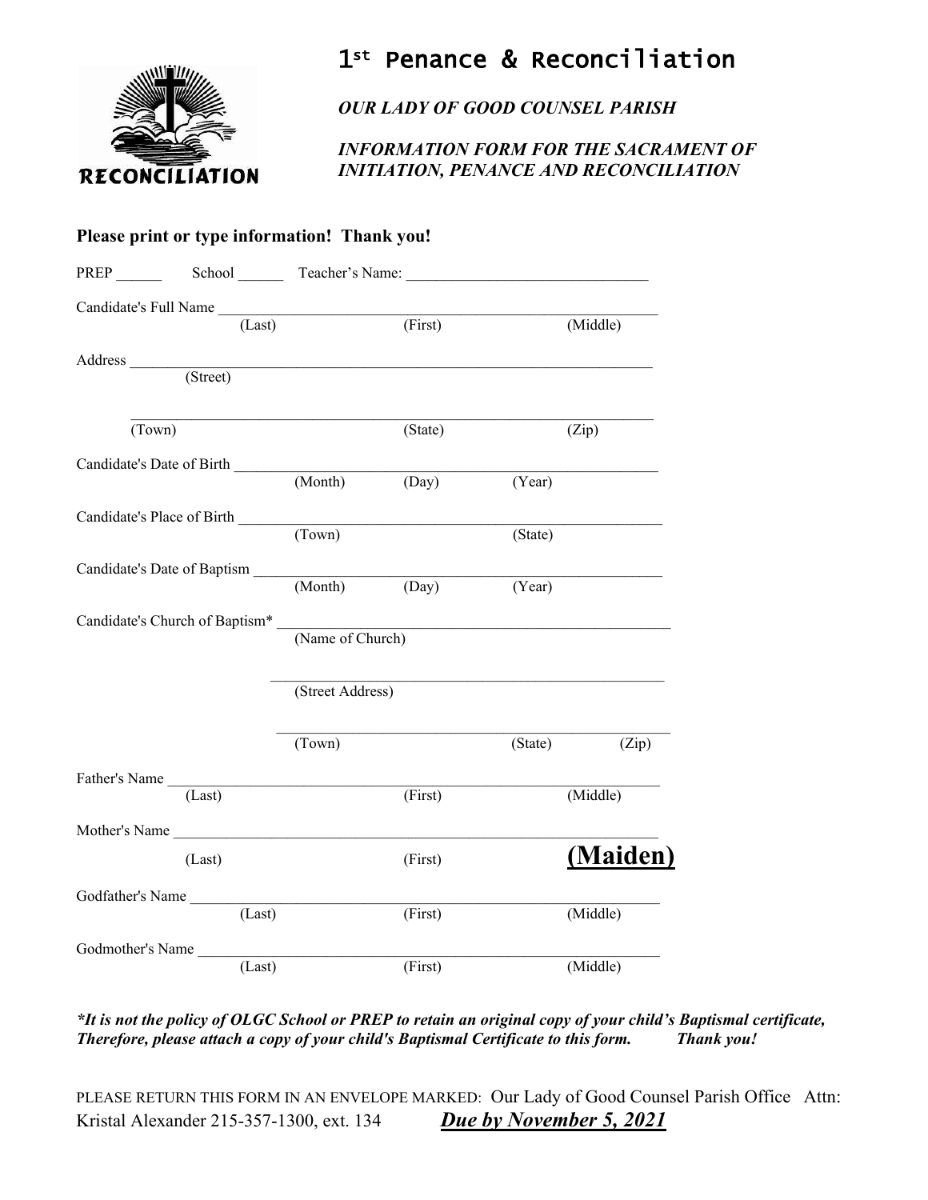# 1st Penance & Reconciliation

RECONCILIATION

***OUR LADY OF GOOD COUNSEL PARISH***

***INFORMATION FORM FOR THE SACRAMENT OF INITIATION, PENANCE AND RECONCILIATION***

**Please print or type information! Thank you!**

PREP ______ School ______ Teacher's Name: _______________________________

Candidate's Full Name _______________________________________________
(Last) (First) (Middle)

Address _____________________________________________________________
(Street)

_____________________________________________________________
(Town) (State) (Zip)

Candidate's Date of Birth ____________________________________________
(Month) (Day) (Year)

Candidate's Place of Birth ___________________________________________
(Town) (State)

Candidate's Date of Baptism __________________________________________
(Month) (Day) (Year)

Candidate's Church of Baptism* _______________________________________
(Name of Church)

_______________________________________
(Street Address)

_______________________________________
(Town) (State) (Zip)

Father's Name _______________________________________________________
(Last) (First) (Middle)

Mother's Name _______________________________________________________
(Last) (First) **(Maiden)**

Godfather's Name ____________________________________________________
(Last) (First) (Middle)

Godmother's Name ____________________________________________________
(Last) (First) (Middle)

***\*It is not the policy of OLGC School or PREP to retain an original copy of your child's Baptismal certificate, Therefore, please attach a copy of your child's Baptismal Certificate to this form. Thank you!***

PLEASE RETURN THIS FORM IN AN ENVELOPE MARKED: Our Lady of Good Counsel Parish Office Attn: Kristal Alexander 215-357-1300, ext. 134 ***Due by November 5, 2021***